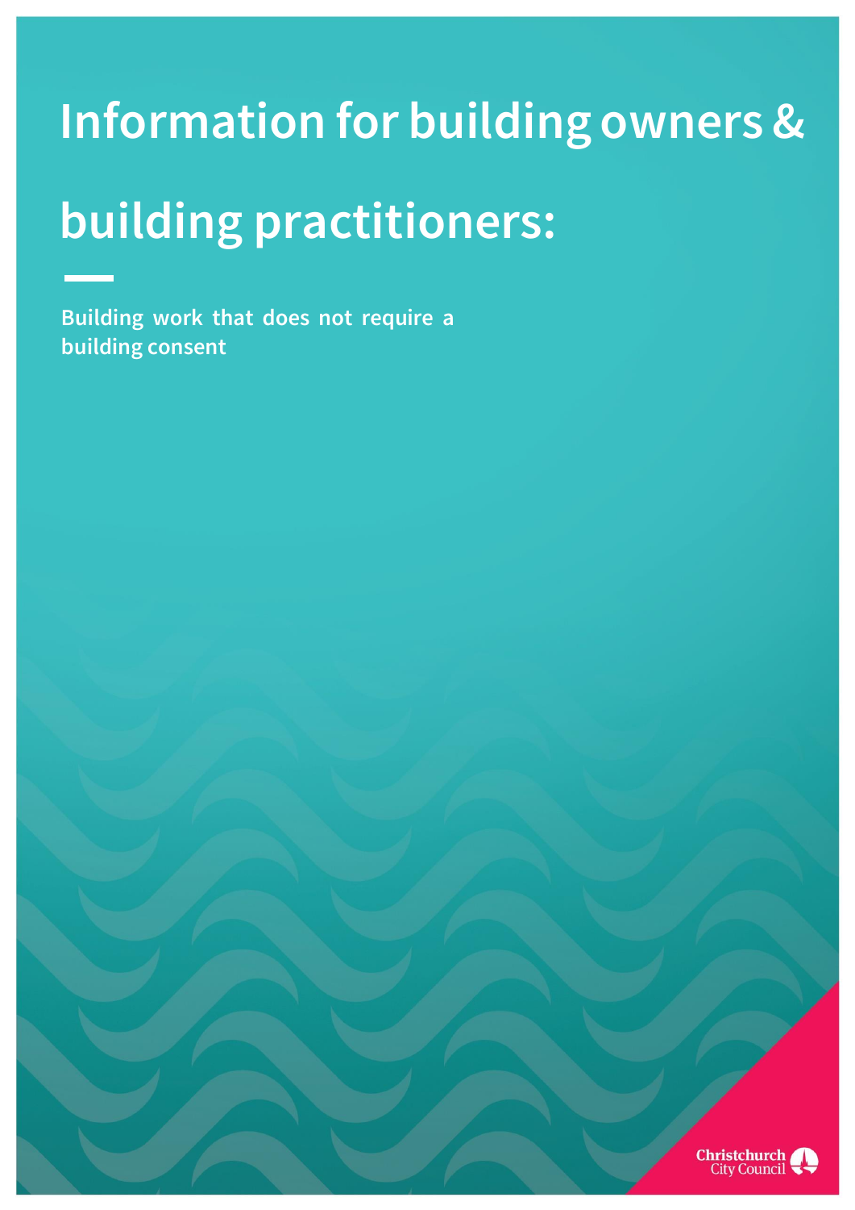# Information for building owners & building practitioners:

**Building work that does not require a building consent**

Christchurch City Council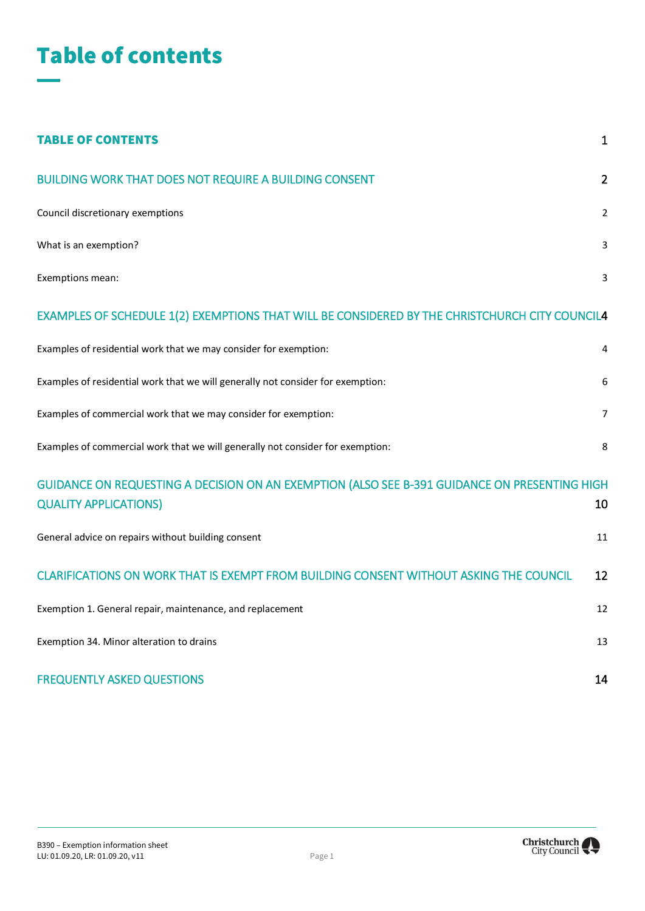# Table of contents

| | |
|---|---|
| **TABLE OF CONTENTS** | 1 |
| BUILDING WORK THAT DOES NOT REQUIRE A BUILDING CONSENT | 2 |
| Council discretionary exemptions | 2 |
| What is an exemption? | 3 |
| Exemptions mean: | 3 |
| EXAMPLES OF SCHEDULE 1(2) EXEMPTIONS THAT WILL BE CONSIDERED BY THE CHRISTCHURCH CITY COUNCIL | 4 |
| Examples of residential work that we may consider for exemption: | 4 |
| Examples of residential work that we will generally not consider for exemption: | 6 |
| Examples of commercial work that we may consider for exemption: | 7 |
| Examples of commercial work that we will generally not consider for exemption: | 8 |
| GUIDANCE ON REQUESTING A DECISION ON AN EXEMPTION (ALSO SEE B-391 GUIDANCE ON PRESENTING HIGH QUALITY APPLICATIONS) | 10 |
| General advice on repairs without building consent | 11 |
| CLARIFICATIONS ON WORK THAT IS EXEMPT FROM BUILDING CONSENT WITHOUT ASKING THE COUNCIL | 12 |
| Exemption 1. General repair, maintenance, and replacement | 12 |
| Exemption 34. Minor alteration to drains | 13 |
| FREQUENTLY ASKED QUESTIONS | 14 |

B390 – Exemption information sheet
LU: 01.09.20, LR: 01.09.20, v11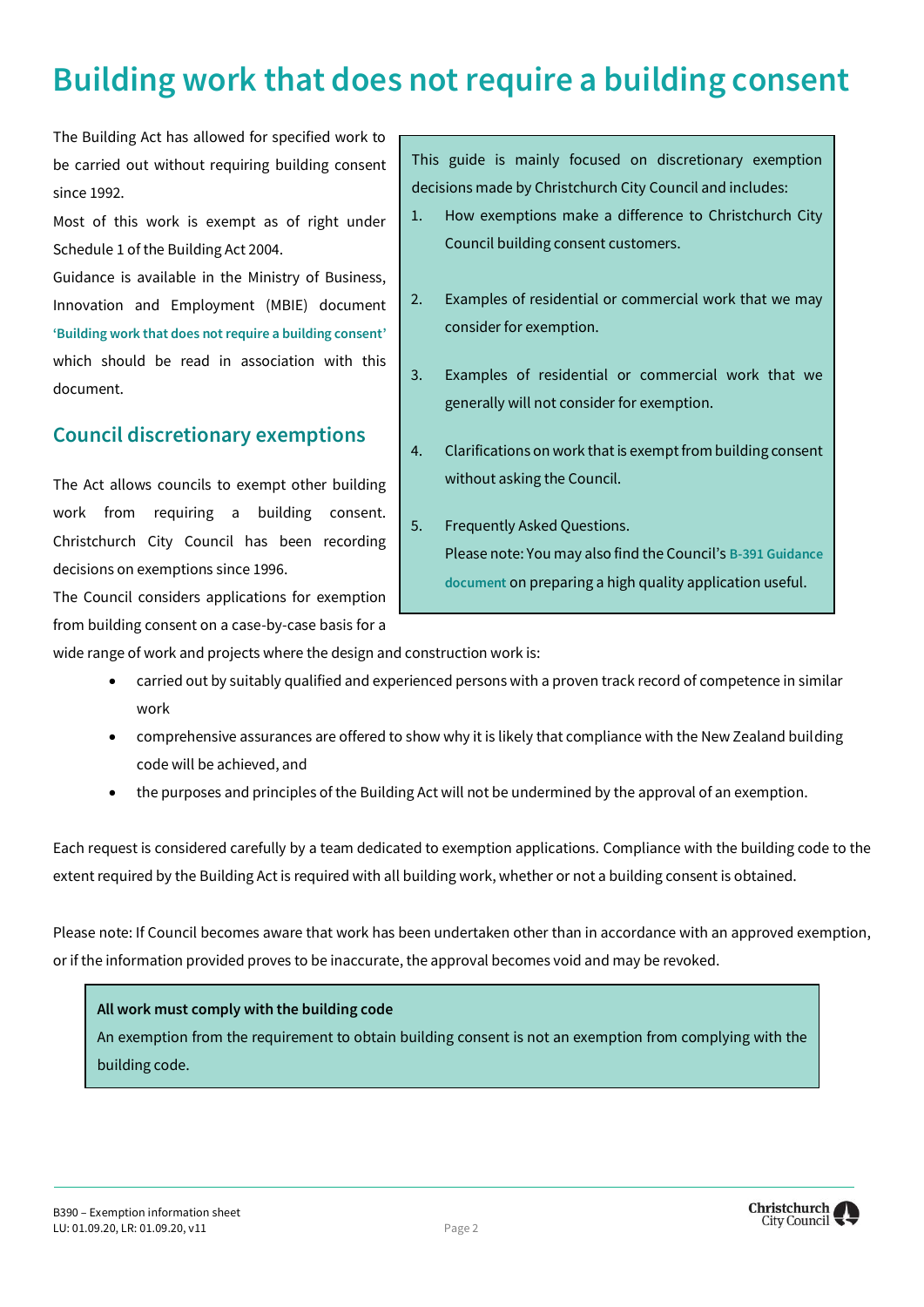# Building work that does not require a building consent

The Building Act has allowed for specified work to be carried out without requiring building consent since 1992.

Most of this work is exempt as of right under Schedule 1 of the Building Act 2004.

Guidance is available in the Ministry of Business, Innovation and Employment (MBIE) document **'Building work that does not require a building consent'** which should be read in association with this document.

This guide is mainly focused on discretionary exemption decisions made by Christchurch City Council and includes:

1. How exemptions make a difference to Christchurch City Council building consent customers.
2. Examples of residential or commercial work that we may consider for exemption.
3. Examples of residential or commercial work that we generally will not consider for exemption.
4. Clarifications on work that is exempt from building consent without asking the Council.
5. Frequently Asked Questions.
   Please note: You may also find the Council's **B-391 Guidance document** on preparing a high quality application useful.

## Council discretionary exemptions

The Act allows councils to exempt other building work from requiring a building consent. Christchurch City Council has been recording decisions on exemptions since 1996.

The Council considers applications for exemption from building consent on a case-by-case basis for a wide range of work and projects where the design and construction work is:

- carried out by suitably qualified and experienced persons with a proven track record of competence in similar work
- comprehensive assurances are offered to show why it is likely that compliance with the New Zealand building code will be achieved, and
- the purposes and principles of the Building Act will not be undermined by the approval of an exemption.

Each request is considered carefully by a team dedicated to exemption applications. Compliance with the building code to the extent required by the Building Act is required with all building work, whether or not a building consent is obtained.

Please note: If Council becomes aware that work has been undertaken other than in accordance with an approved exemption, or if the information provided proves to be inaccurate, the approval becomes void and may be revoked.

**All work must comply with the building code**

An exemption from the requirement to obtain building consent is not an exemption from complying with the building code.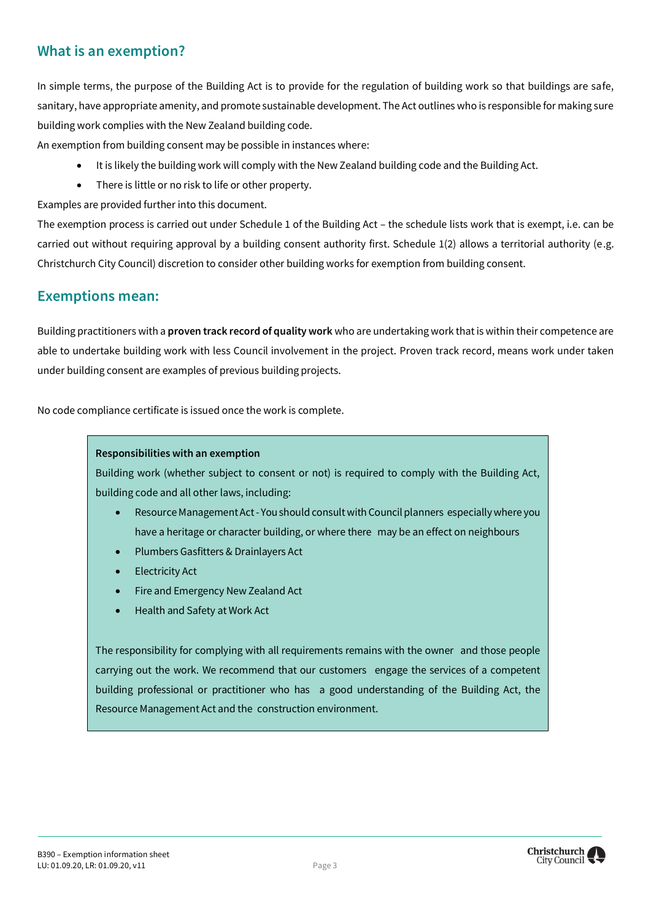## What is an exemption?

In simple terms, the purpose of the Building Act is to provide for the regulation of building work so that buildings are safe, sanitary, have appropriate amenity, and promote sustainable development. The Act outlines who is responsible for making sure building work complies with the New Zealand building code.

An exemption from building consent may be possible in instances where:

- It is likely the building work will comply with the New Zealand building code and the Building Act.
- There is little or no risk to life or other property.

Examples are provided further into this document.

The exemption process is carried out under Schedule 1 of the Building Act – the schedule lists work that is exempt, i.e. can be carried out without requiring approval by a building consent authority first. Schedule 1(2) allows a territorial authority (e.g. Christchurch City Council) discretion to consider other building works for exemption from building consent.

## Exemptions mean:

Building practitioners with a **proven track record of quality work** who are undertaking work that is within their competence are able to undertake building work with less Council involvement in the project. Proven track record, means work under taken under building consent are examples of previous building projects.

No code compliance certificate is issued once the work is complete.

**Responsibilities with an exemption**

Building work (whether subject to consent or not) is required to comply with the Building Act, building code and all other laws, including:

- Resource Management Act - You should consult with Council planners especially where you have a heritage or character building, or where there may be an effect on neighbours
- Plumbers Gasfitters & Drainlayers Act
- Electricity Act
- Fire and Emergency New Zealand Act
- Health and Safety at Work Act

The responsibility for complying with all requirements remains with the owner and those people carrying out the work. We recommend that our customers engage the services of a competent building professional or practitioner who has a good understanding of the Building Act, the Resource Management Act and the construction environment.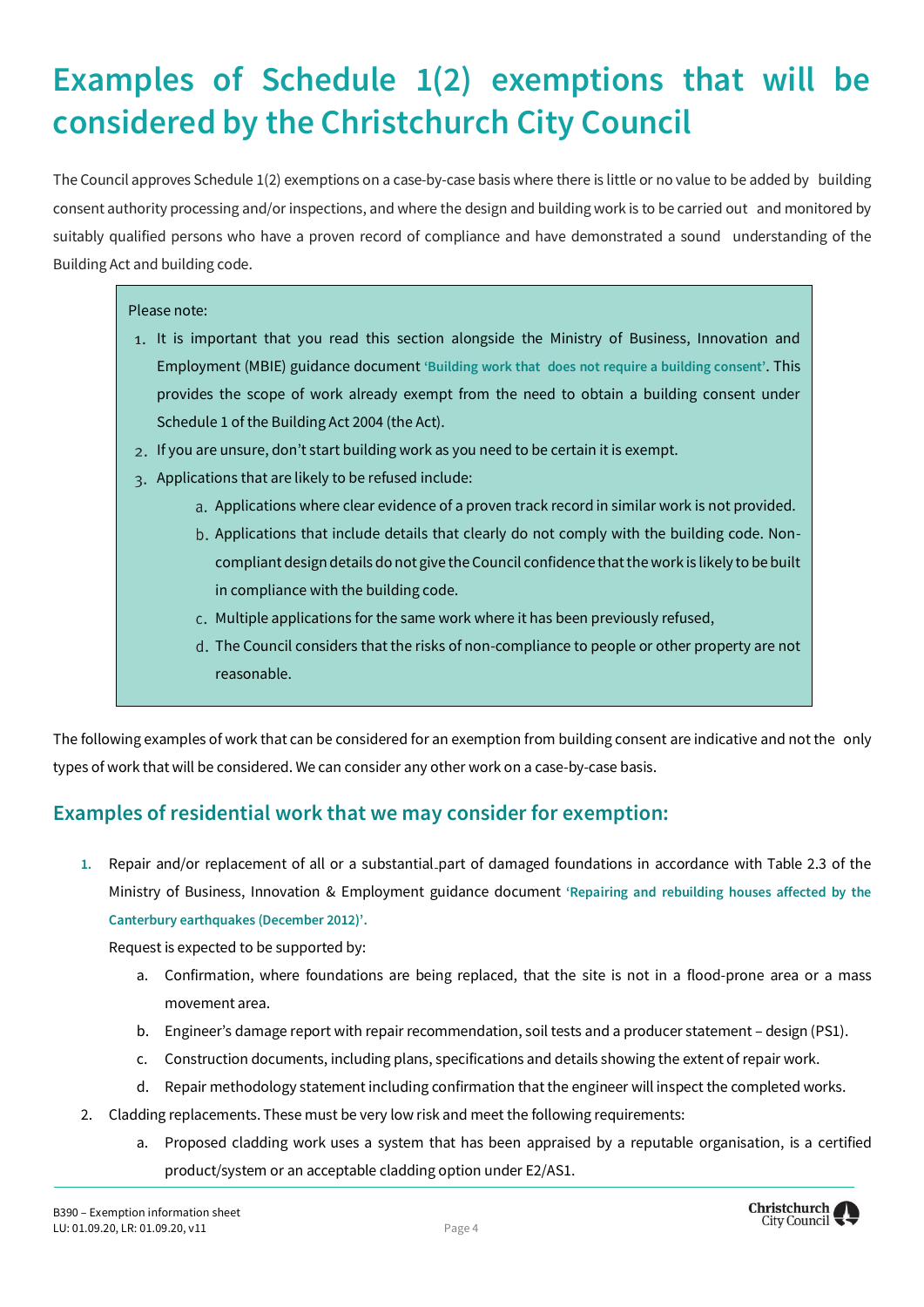# Examples of Schedule 1(2) exemptions that will be considered by the Christchurch City Council

The Council approves Schedule 1(2) exemptions on a case-by-case basis where there is little or no value to be added by building consent authority processing and/or inspections, and where the design and building work is to be carried out and monitored by suitably qualified persons who have a proven record of compliance and have demonstrated a sound understanding of the Building Act and building code.

> Please note:
>
> 1. It is important that you read this section alongside the Ministry of Business, Innovation and Employment (MBIE) guidance document **'Building work that does not require a building consent'**. This provides the scope of work already exempt from the need to obtain a building consent under Schedule 1 of the Building Act 2004 (the Act).
> 2. If you are unsure, don't start building work as you need to be certain it is exempt.
> 3. Applications that are likely to be refused include:
>    a. Applications where clear evidence of a proven track record in similar work is not provided.
>    b. Applications that include details that clearly do not comply with the building code. Non-compliant design details do not give the Council confidence that the work is likely to be built in compliance with the building code.
>    c. Multiple applications for the same work where it has been previously refused,
>    d. The Council considers that the risks of non-compliance to people or other property are not reasonable.

The following examples of work that can be considered for an exemption from building consent are indicative and not the only types of work that will be considered. We can consider any other work on a case-by-case basis.

## Examples of residential work that we may consider for exemption:

1. Repair and/or replacement of all or a substantial part of damaged foundations in accordance with Table 2.3 of the Ministry of Business, Innovation & Employment guidance document **'Repairing and rebuilding houses affected by the Canterbury earthquakes (December 2012)'.**

   Request is expected to be supported by:

   a. Confirmation, where foundations are being replaced, that the site is not in a flood-prone area or a mass movement area.

   b. Engineer's damage report with repair recommendation, soil tests and a producer statement – design (PS1).

   c. Construction documents, including plans, specifications and details showing the extent of repair work.

   d. Repair methodology statement including confirmation that the engineer will inspect the completed works.

2. Cladding replacements. These must be very low risk and meet the following requirements:

   a. Proposed cladding work uses a system that has been appraised by a reputable organisation, is a certified product/system or an acceptable cladding option under E2/AS1.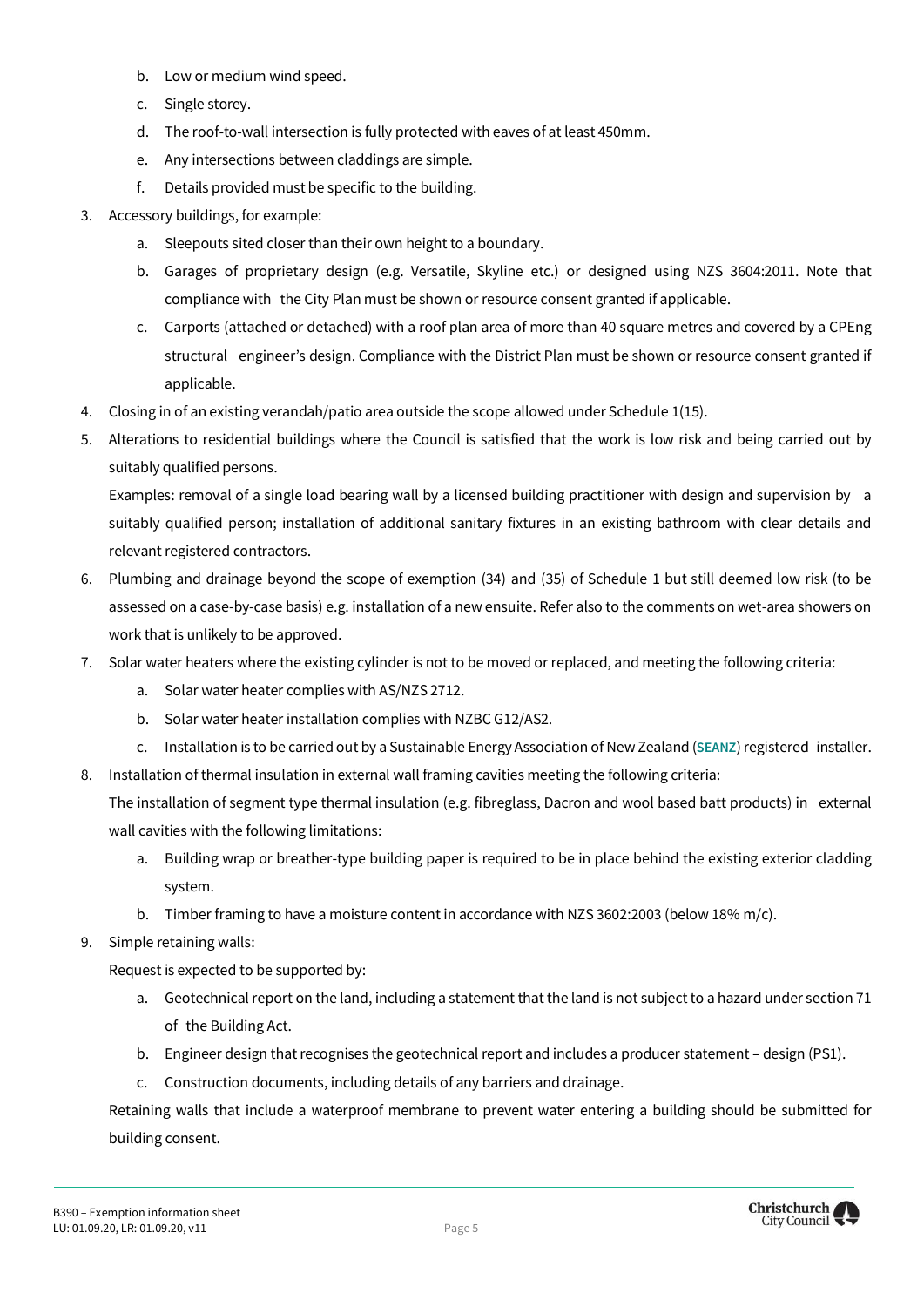b. Low or medium wind speed.
   c. Single storey.
   d. The roof-to-wall intersection is fully protected with eaves of at least 450mm.
   e. Any intersections between claddings are simple.
   f. Details provided must be specific to the building.

3. Accessory buildings, for example:
   a. Sleepouts sited closer than their own height to a boundary.
   b. Garages of proprietary design (e.g. Versatile, Skyline etc.) or designed using NZS 3604:2011. Note that compliance with the City Plan must be shown or resource consent granted if applicable.
   c. Carports (attached or detached) with a roof plan area of more than 40 square metres and covered by a CPEng structural engineer's design. Compliance with the District Plan must be shown or resource consent granted if applicable.

4. Closing in of an existing verandah/patio area outside the scope allowed under Schedule 1(15).

5. Alterations to residential buildings where the Council is satisfied that the work is low risk and being carried out by suitably qualified persons.

   Examples: removal of a single load bearing wall by a licensed building practitioner with design and supervision by a suitably qualified person; installation of additional sanitary fixtures in an existing bathroom with clear details and relevant registered contractors.

6. Plumbing and drainage beyond the scope of exemption (34) and (35) of Schedule 1 but still deemed low risk (to be assessed on a case-by-case basis) e.g. installation of a new ensuite. Refer also to the comments on wet-area showers on work that is unlikely to be approved.

7. Solar water heaters where the existing cylinder is not to be moved or replaced, and meeting the following criteria:
   a. Solar water heater complies with AS/NZS 2712.
   b. Solar water heater installation complies with NZBC G12/AS2.
   c. Installation is to be carried out by a Sustainable Energy Association of New Zealand (**SEANZ**) registered installer.

8. Installation of thermal insulation in external wall framing cavities meeting the following criteria:

   The installation of segment type thermal insulation (e.g. fibreglass, Dacron and wool based batt products) in external wall cavities with the following limitations:
   a. Building wrap or breather-type building paper is required to be in place behind the existing exterior cladding system.
   b. Timber framing to have a moisture content in accordance with NZS 3602:2003 (below 18% m/c).

9. Simple retaining walls:

   Request is expected to be supported by:
   a. Geotechnical report on the land, including a statement that the land is not subject to a hazard under section 71 of the Building Act.
   b. Engineer design that recognises the geotechnical report and includes a producer statement – design (PS1).
   c. Construction documents, including details of any barriers and drainage.

   Retaining walls that include a waterproof membrane to prevent water entering a building should be submitted for building consent.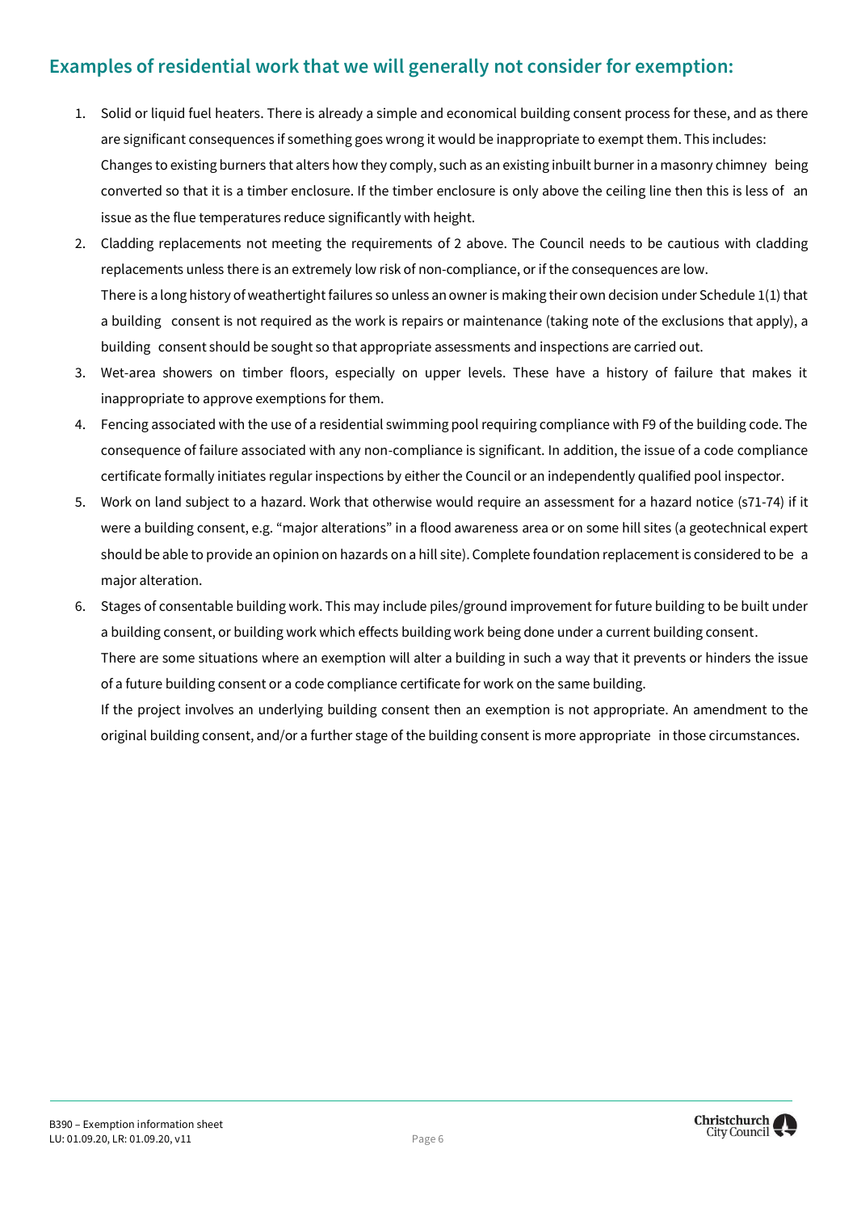## Examples of residential work that we will generally not consider for exemption:

1. Solid or liquid fuel heaters. There is already a simple and economical building consent process for these, and as there are significant consequences if something goes wrong it would be inappropriate to exempt them. This includes: Changes to existing burners that alters how they comply, such as an existing inbuilt burner in a masonry chimney being converted so that it is a timber enclosure. If the timber enclosure is only above the ceiling line then this is less of an issue as the flue temperatures reduce significantly with height.
2. Cladding replacements not meeting the requirements of 2 above. The Council needs to be cautious with cladding replacements unless there is an extremely low risk of non-compliance, or if the consequences are low. There is a long history of weathertight failures so unless an owner is making their own decision under Schedule 1(1) that a building consent is not required as the work is repairs or maintenance (taking note of the exclusions that apply), a building consent should be sought so that appropriate assessments and inspections are carried out.
3. Wet-area showers on timber floors, especially on upper levels. These have a history of failure that makes it inappropriate to approve exemptions for them.
4. Fencing associated with the use of a residential swimming pool requiring compliance with F9 of the building code. The consequence of failure associated with any non-compliance is significant. In addition, the issue of a code compliance certificate formally initiates regular inspections by either the Council or an independently qualified pool inspector.
5. Work on land subject to a hazard. Work that otherwise would require an assessment for a hazard notice (s71-74) if it were a building consent, e.g. "major alterations" in a flood awareness area or on some hill sites (a geotechnical expert should be able to provide an opinion on hazards on a hill site). Complete foundation replacement is considered to be a major alteration.
6. Stages of consentable building work. This may include piles/ground improvement for future building to be built under a building consent, or building work which effects building work being done under a current building consent. There are some situations where an exemption will alter a building in such a way that it prevents or hinders the issue of a future building consent or a code compliance certificate for work on the same building. If the project involves an underlying building consent then an exemption is not appropriate. An amendment to the original building consent, and/or a further stage of the building consent is more appropriate in those circumstances.

B390 – Exemption information sheet
LU: 01.09.20, LR: 01.09.20, v11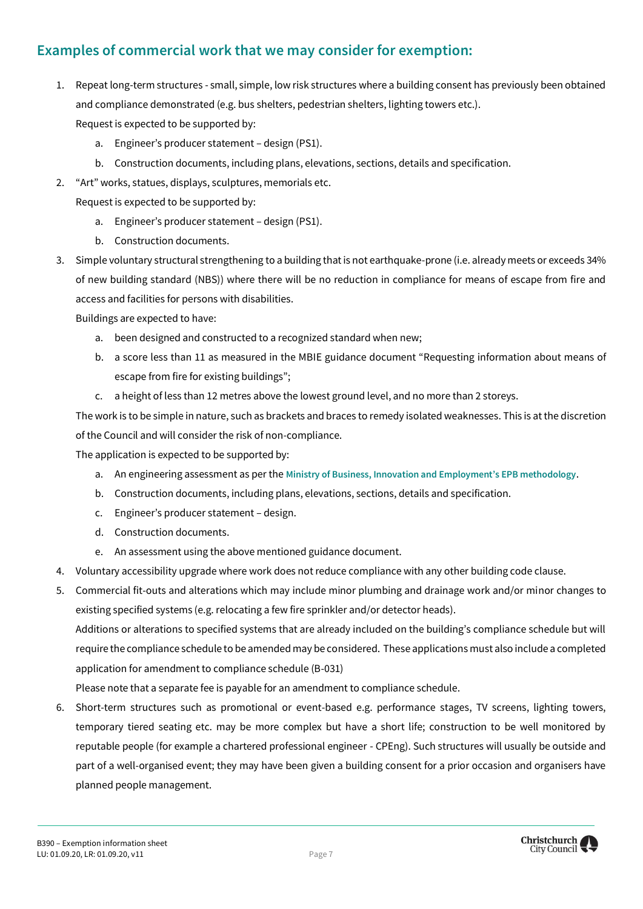## Examples of commercial work that we may consider for exemption:

1. Repeat long-term structures - small, simple, low risk structures where a building consent has previously been obtained and compliance demonstrated (e.g. bus shelters, pedestrian shelters, lighting towers etc.).

   Request is expected to be supported by:

   a. Engineer's producer statement – design (PS1).

   b. Construction documents, including plans, elevations, sections, details and specification.

2. "Art" works, statues, displays, sculptures, memorials etc.

   Request is expected to be supported by:

   a. Engineer's producer statement – design (PS1).

   b. Construction documents.

3. Simple voluntary structural strengthening to a building that is not earthquake-prone (i.e. already meets or exceeds 34% of new building standard (NBS)) where there will be no reduction in compliance for means of escape from fire and access and facilities for persons with disabilities.

   Buildings are expected to have:

   a. been designed and constructed to a recognized standard when new;

   b. a score less than 11 as measured in the MBIE guidance document "Requesting information about means of escape from fire for existing buildings";

   c. a height of less than 12 metres above the lowest ground level, and no more than 2 storeys.

   The work is to be simple in nature, such as brackets and braces to remedy isolated weaknesses. This is at the discretion of the Council and will consider the risk of non-compliance.

   The application is expected to be supported by:

   a. An engineering assessment as per the **Ministry of Business, Innovation and Employment's EPB methodology**.

   b. Construction documents, including plans, elevations, sections, details and specification.

   c. Engineer's producer statement – design.

   d. Construction documents.

   e. An assessment using the above mentioned guidance document.

4. Voluntary accessibility upgrade where work does not reduce compliance with any other building code clause.

5. Commercial fit-outs and alterations which may include minor plumbing and drainage work and/or minor changes to existing specified systems (e.g. relocating a few fire sprinkler and/or detector heads).

   Additions or alterations to specified systems that are already included on the building's compliance schedule but will require the compliance schedule to be amended may be considered. These applications must also include a completed application for amendment to compliance schedule (B-031)

   Please note that a separate fee is payable for an amendment to compliance schedule.

6. Short-term structures such as promotional or event-based e.g. performance stages, TV screens, lighting towers, temporary tiered seating etc. may be more complex but have a short life; construction to be well monitored by reputable people (for example a chartered professional engineer - CPEng). Such structures will usually be outside and part of a well-organised event; they may have been given a building consent for a prior occasion and organisers have planned people management.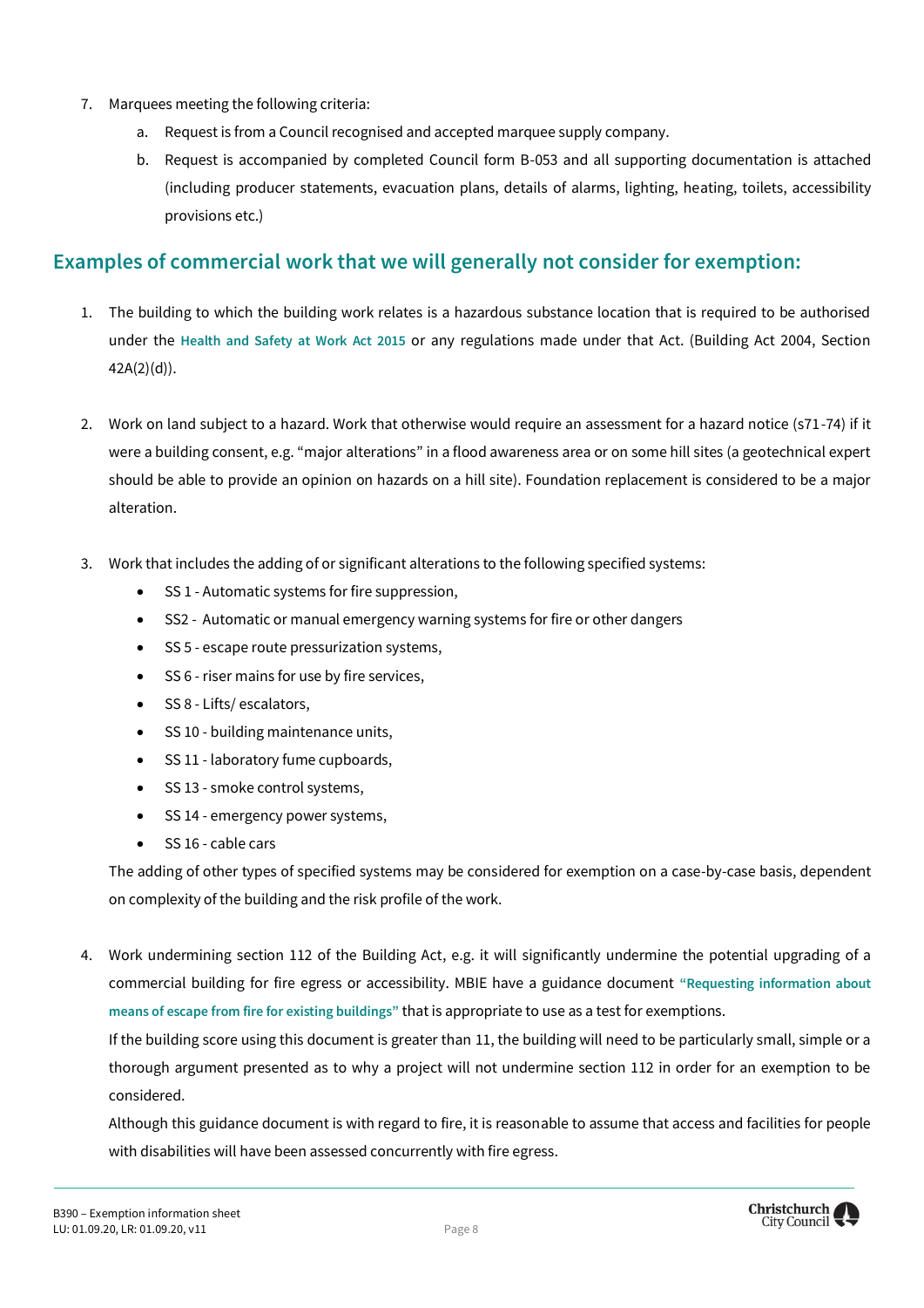7. Marquees meeting the following criteria:
    a. Request is from a Council recognised and accepted marquee supply company.
    b. Request is accompanied by completed Council form B-053 and all supporting documentation is attached (including producer statements, evacuation plans, details of alarms, lighting, heating, toilets, accessibility provisions etc.)

## Examples of commercial work that we will generally not consider for exemption:

1. The building to which the building work relates is a hazardous substance location that is required to be authorised under the **Health and Safety at Work Act 2015** or any regulations made under that Act. (Building Act 2004, Section 42A(2)(d)).

2. Work on land subject to a hazard. Work that otherwise would require an assessment for a hazard notice (s71-74) if it were a building consent, e.g. "major alterations" in a flood awareness area or on some hill sites (a geotechnical expert should be able to provide an opinion on hazards on a hill site). Foundation replacement is considered to be a major alteration.

3. Work that includes the adding of or significant alterations to the following specified systems:
    - SS 1 - Automatic systems for fire suppression,
    - SS2 - Automatic or manual emergency warning systems for fire or other dangers
    - SS 5 - escape route pressurization systems,
    - SS 6 - riser mains for use by fire services,
    - SS 8 - Lifts/ escalators,
    - SS 10 - building maintenance units,
    - SS 11 - laboratory fume cupboards,
    - SS 13 - smoke control systems,
    - SS 14 - emergency power systems,
    - SS 16 - cable cars

    The adding of other types of specified systems may be considered for exemption on a case-by-case basis, dependent on complexity of the building and the risk profile of the work.

4. Work undermining section 112 of the Building Act, e.g. it will significantly undermine the potential upgrading of a commercial building for fire egress or accessibility. MBIE have a guidance document **"Requesting information about means of escape from fire for existing buildings"** that is appropriate to use as a test for exemptions.

    If the building score using this document is greater than 11, the building will need to be particularly small, simple or a thorough argument presented as to why a project will not undermine section 112 in order for an exemption to be considered.

    Although this guidance document is with regard to fire, it is reasonable to assume that access and facilities for people with disabilities will have been assessed concurrently with fire egress.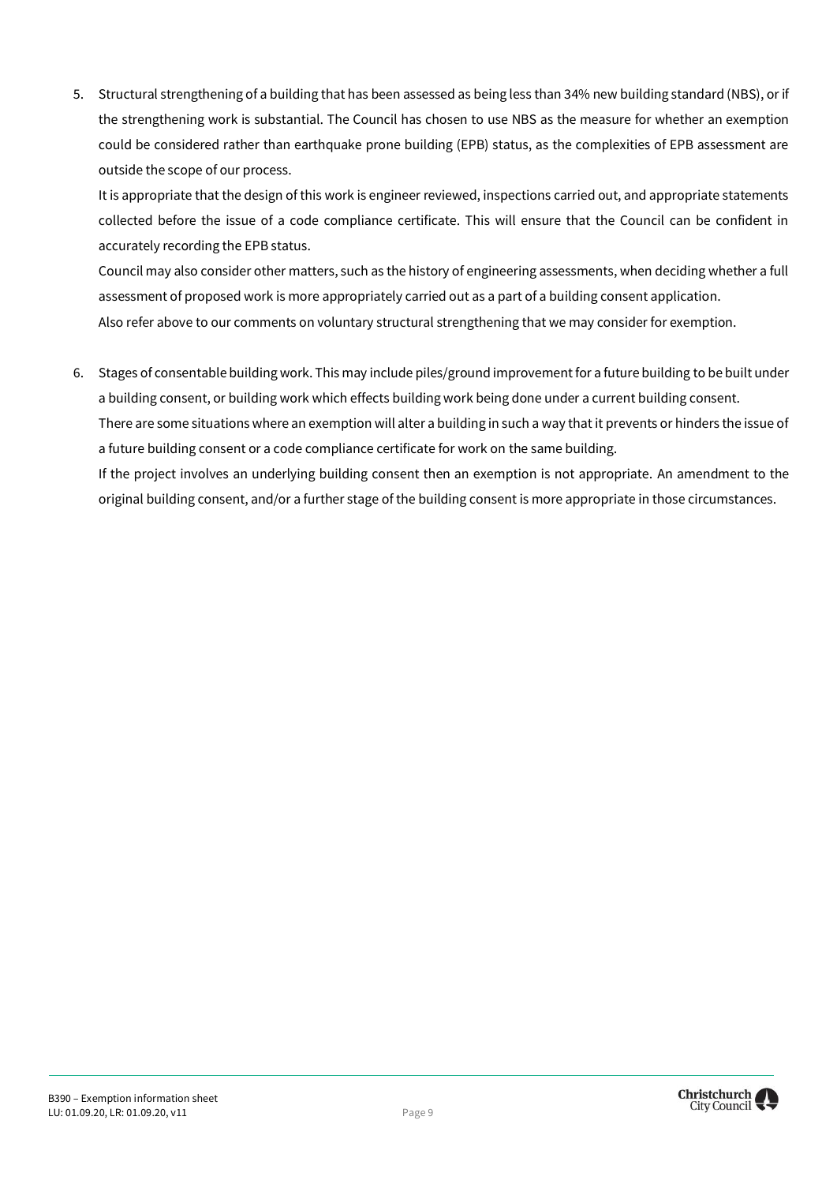5. Structural strengthening of a building that has been assessed as being less than 34% new building standard (NBS), or if the strengthening work is substantial. The Council has chosen to use NBS as the measure for whether an exemption could be considered rather than earthquake prone building (EPB) status, as the complexities of EPB assessment are outside the scope of our process.
   It is appropriate that the design of this work is engineer reviewed, inspections carried out, and appropriate statements collected before the issue of a code compliance certificate. This will ensure that the Council can be confident in accurately recording the EPB status.
   Council may also consider other matters, such as the history of engineering assessments, when deciding whether a full assessment of proposed work is more appropriately carried out as a part of a building consent application.
   Also refer above to our comments on voluntary structural strengthening that we may consider for exemption.

6. Stages of consentable building work. This may include piles/ground improvement for a future building to be built under a building consent, or building work which effects building work being done under a current building consent.
   There are some situations where an exemption will alter a building in such a way that it prevents or hinders the issue of a future building consent or a code compliance certificate for work on the same building.
   If the project involves an underlying building consent then an exemption is not appropriate. An amendment to the original building consent, and/or a further stage of the building consent is more appropriate in those circumstances.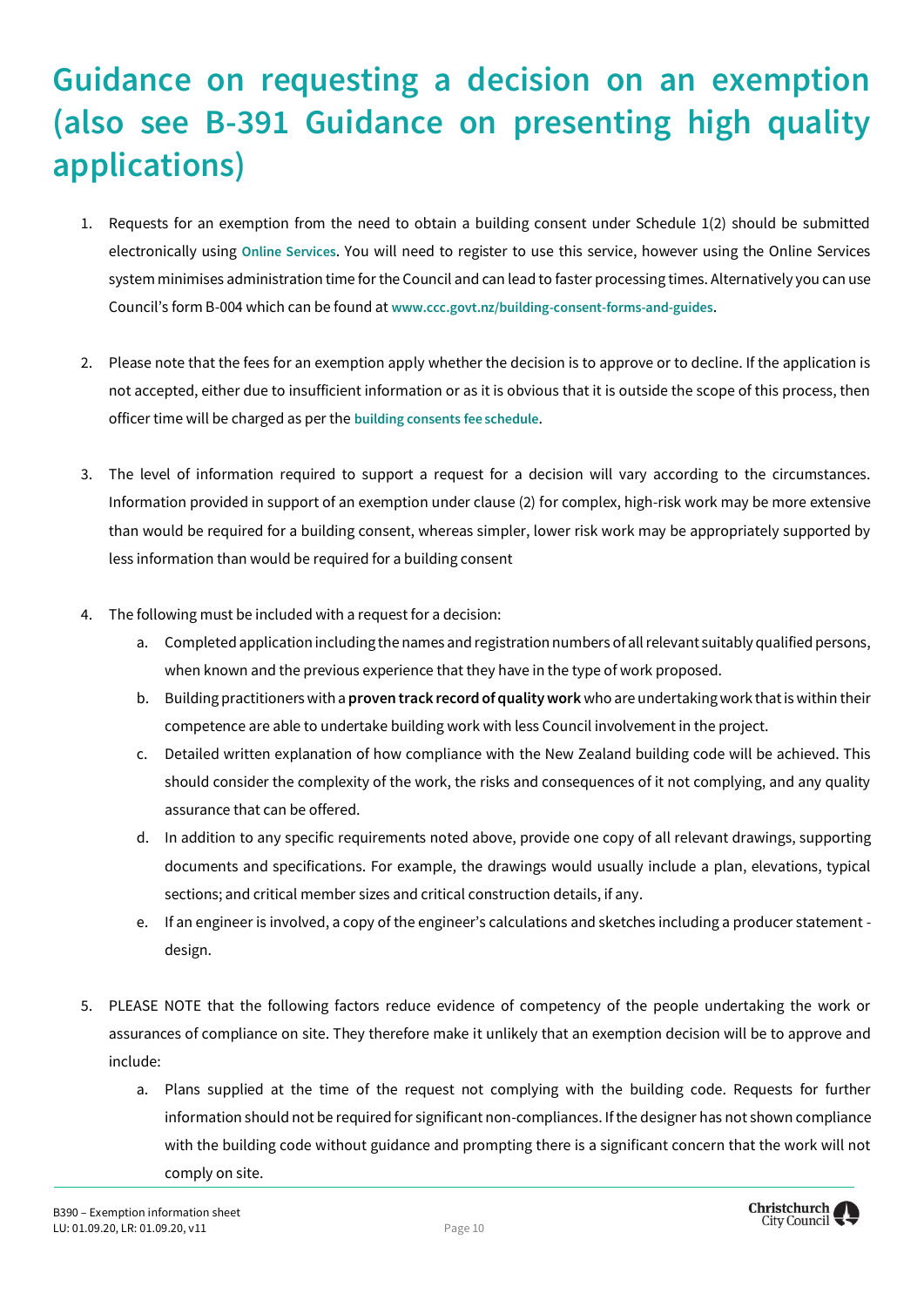# Guidance on requesting a decision on an exemption (also see B-391 Guidance on presenting high quality applications)

1. Requests for an exemption from the need to obtain a building consent under Schedule 1(2) should be submitted electronically using **Online Services**. You will need to register to use this service, however using the Online Services system minimises administration time for the Council and can lead to faster processing times. Alternatively you can use Council's form B-004 which can be found at **www.ccc.govt.nz/building-consent-forms-and-guides**.

2. Please note that the fees for an exemption apply whether the decision is to approve or to decline. If the application is not accepted, either due to insufficient information or as it is obvious that it is outside the scope of this process, then officer time will be charged as per the **building consents fee schedule**.

3. The level of information required to support a request for a decision will vary according to the circumstances. Information provided in support of an exemption under clause (2) for complex, high-risk work may be more extensive than would be required for a building consent, whereas simpler, lower risk work may be appropriately supported by less information than would be required for a building consent

4. The following must be included with a request for a decision:
   a. Completed application including the names and registration numbers of all relevant suitably qualified persons, when known and the previous experience that they have in the type of work proposed.
   b. Building practitioners with a **proven track record of quality work** who are undertaking work that is within their competence are able to undertake building work with less Council involvement in the project.
   c. Detailed written explanation of how compliance with the New Zealand building code will be achieved. This should consider the complexity of the work, the risks and consequences of it not complying, and any quality assurance that can be offered.
   d. In addition to any specific requirements noted above, provide one copy of all relevant drawings, supporting documents and specifications. For example, the drawings would usually include a plan, elevations, typical sections; and critical member sizes and critical construction details, if any.
   e. If an engineer is involved, a copy of the engineer's calculations and sketches including a producer statement - design.

5. PLEASE NOTE that the following factors reduce evidence of competency of the people undertaking the work or assurances of compliance on site. They therefore make it unlikely that an exemption decision will be to approve and include:
   a. Plans supplied at the time of the request not complying with the building code. Requests for further information should not be required for significant non-compliances. If the designer has not shown compliance with the building code without guidance and prompting there is a significant concern that the work will not comply on site.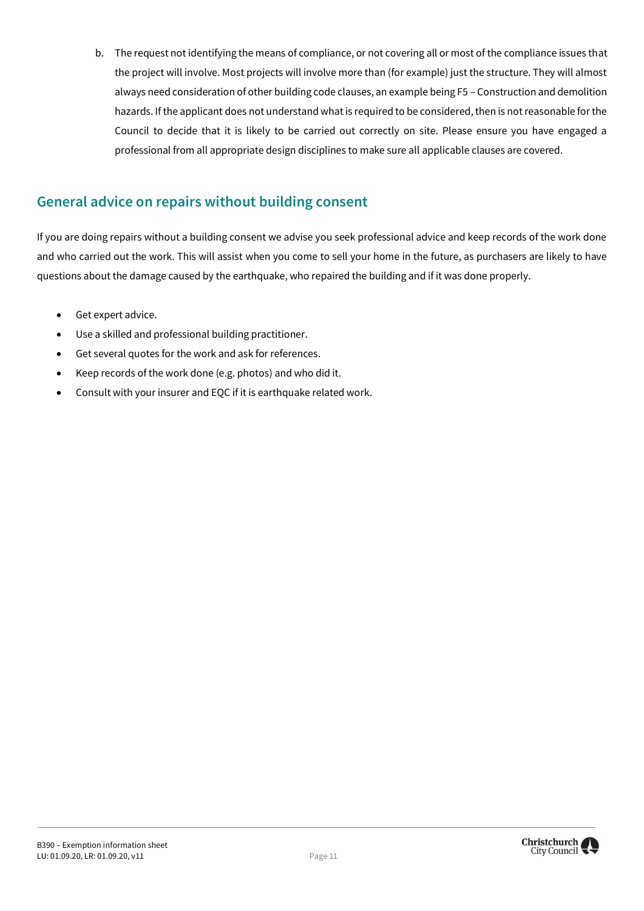b. The request not identifying the means of compliance, or not covering all or most of the compliance issues that the project will involve. Most projects will involve more than (for example) just the structure. They will almost always need consideration of other building code clauses, an example being F5 – Construction and demolition hazards. If the applicant does not understand what is required to be considered, then is not reasonable for the Council to decide that it is likely to be carried out correctly on site. Please ensure you have engaged a professional from all appropriate design disciplines to make sure all applicable clauses are covered.

## General advice on repairs without building consent

If you are doing repairs without a building consent we advise you seek professional advice and keep records of the work done and who carried out the work. This will assist when you come to sell your home in the future, as purchasers are likely to have questions about the damage caused by the earthquake, who repaired the building and if it was done properly.

- Get expert advice.
- Use a skilled and professional building practitioner.
- Get several quotes for the work and ask for references.
- Keep records of the work done (e.g. photos) and who did it.
- Consult with your insurer and EQC if it is earthquake related work.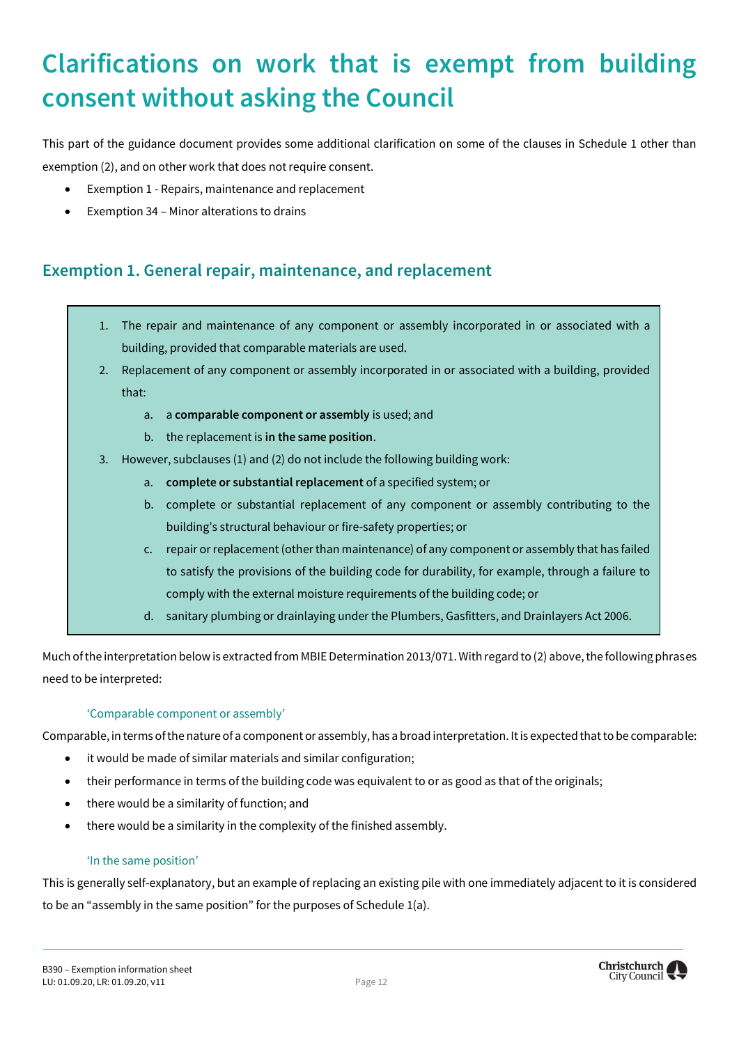# Clarifications on work that is exempt from building consent without asking the Council

This part of the guidance document provides some additional clarification on some of the clauses in Schedule 1 other than exemption (2), and on other work that does not require consent.

- Exemption 1 - Repairs, maintenance and replacement
- Exemption 34 – Minor alterations to drains

## Exemption 1. General repair, maintenance, and replacement

> 1. The repair and maintenance of any component or assembly incorporated in or associated with a building, provided that comparable materials are used.
> 2. Replacement of any component or assembly incorporated in or associated with a building, provided that:
>     a. a **comparable component or assembly** is used; and
>     b. the replacement is **in the same position**.
> 3. However, subclauses (1) and (2) do not include the following building work:
>     a. **complete or substantial replacement** of a specified system; or
>     b. complete or substantial replacement of any component or assembly contributing to the building's structural behaviour or fire-safety properties; or
>     c. repair or replacement (other than maintenance) of any component or assembly that has failed to satisfy the provisions of the building code for durability, for example, through a failure to comply with the external moisture requirements of the building code; or
>     d. sanitary plumbing or drainlaying under the Plumbers, Gasfitters, and Drainlayers Act 2006.

Much of the interpretation below is extracted from MBIE Determination 2013/071. With regard to (2) above, the following phrases need to be interpreted:

#### 'Comparable component or assembly'

Comparable, in terms of the nature of a component or assembly, has a broad interpretation. It is expected that to be comparable:

- it would be made of similar materials and similar configuration;
- their performance in terms of the building code was equivalent to or as good as that of the originals;
- there would be a similarity of function; and
- there would be a similarity in the complexity of the finished assembly.

#### 'In the same position'

This is generally self-explanatory, but an example of replacing an existing pile with one immediately adjacent to it is considered to be an "assembly in the same position" for the purposes of Schedule 1(a).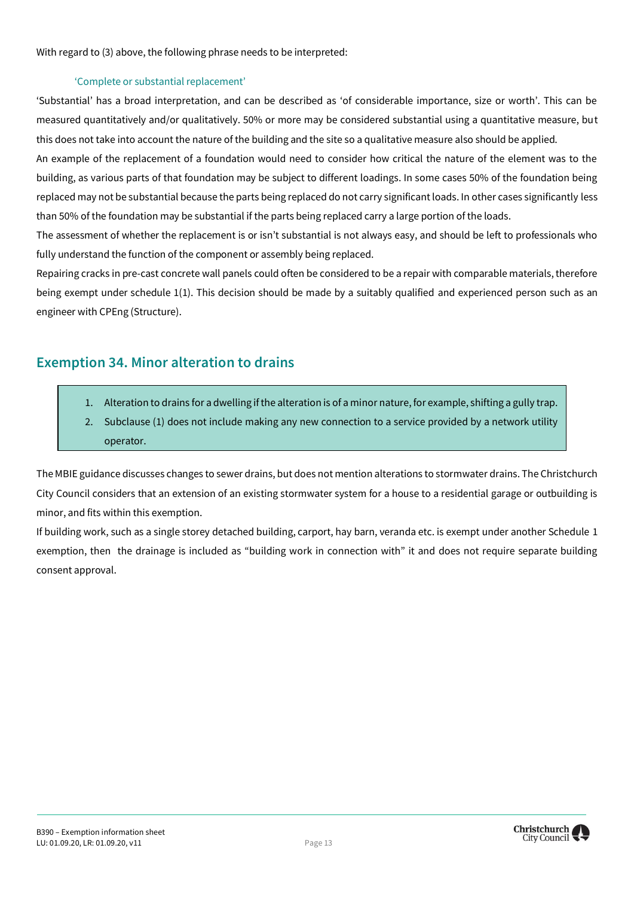With regard to (3) above, the following phrase needs to be interpreted:

'Complete or substantial replacement'

'Substantial' has a broad interpretation, and can be described as 'of considerable importance, size or worth'. This can be measured quantitatively and/or qualitatively. 50% or more may be considered substantial using a quantitative measure, but this does not take into account the nature of the building and the site so a qualitative measure also should be applied.

An example of the replacement of a foundation would need to consider how critical the nature of the element was to the building, as various parts of that foundation may be subject to different loadings. In some cases 50% of the foundation being replaced may not be substantial because the parts being replaced do not carry significant loads. In other cases significantly less than 50% of the foundation may be substantial if the parts being replaced carry a large portion of the loads.

The assessment of whether the replacement is or isn't substantial is not always easy, and should be left to professionals who fully understand the function of the component or assembly being replaced.

Repairing cracks in pre-cast concrete wall panels could often be considered to be a repair with comparable materials, therefore being exempt under schedule 1(1). This decision should be made by a suitably qualified and experienced person such as an engineer with CPEng (Structure).

## Exemption 34. Minor alteration to drains

1. Alteration to drains for a dwelling if the alteration is of a minor nature, for example, shifting a gully trap.
2. Subclause (1) does not include making any new connection to a service provided by a network utility operator.

The MBIE guidance discusses changes to sewer drains, but does not mention alterations to stormwater drains. The Christchurch City Council considers that an extension of an existing stormwater system for a house to a residential garage or outbuilding is minor, and fits within this exemption.

If building work, such as a single storey detached building, carport, hay barn, veranda etc. is exempt under another Schedule 1 exemption, then the drainage is included as "building work in connection with" it and does not require separate building consent approval.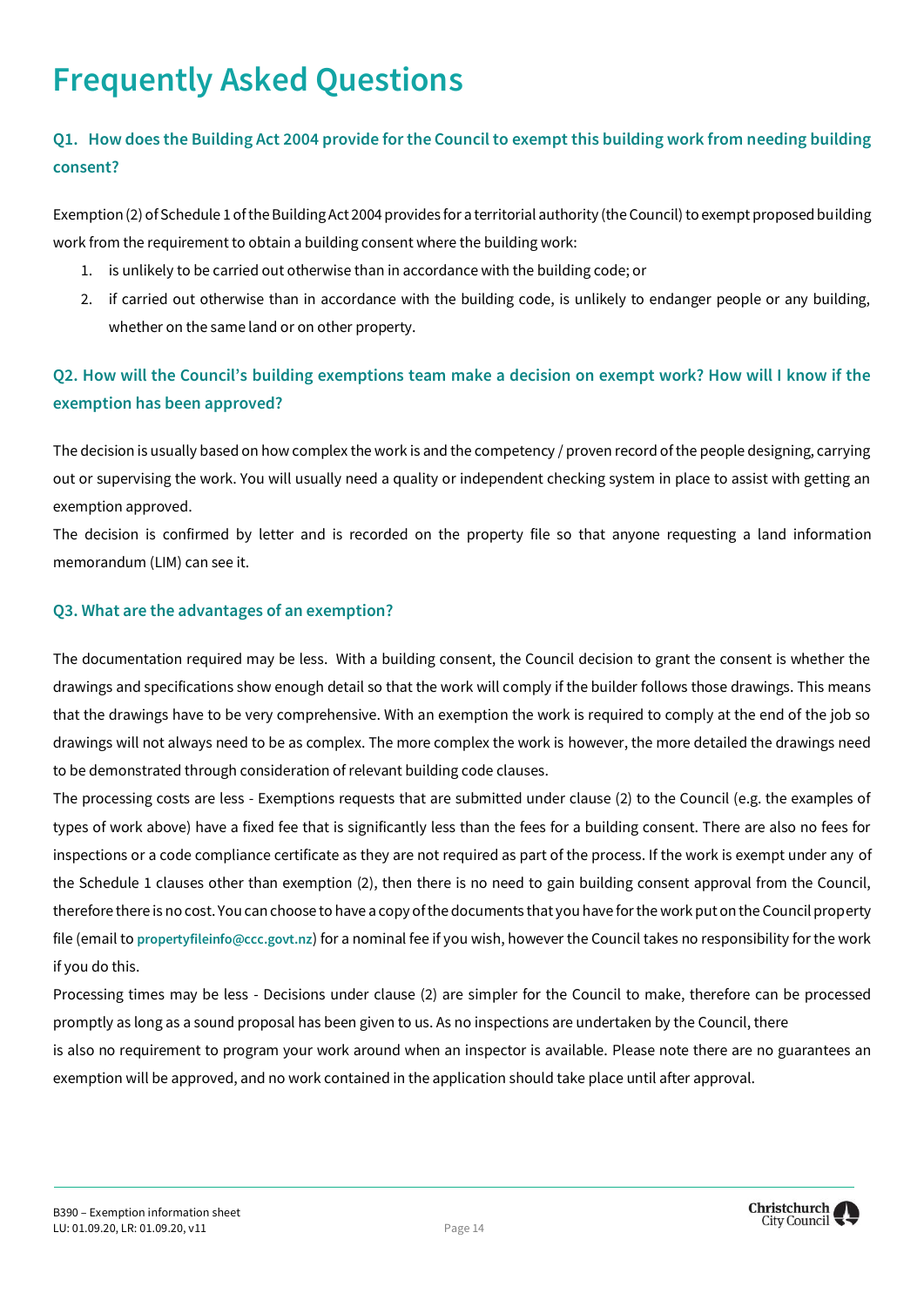# Frequently Asked Questions

### Q1. How does the Building Act 2004 provide for the Council to exempt this building work from needing building consent?

Exemption (2) of Schedule 1 of the Building Act 2004 provides for a territorial authority (the Council) to exempt proposed building work from the requirement to obtain a building consent where the building work:

1. is unlikely to be carried out otherwise than in accordance with the building code; or
2. if carried out otherwise than in accordance with the building code, is unlikely to endanger people or any building, whether on the same land or on other property.

### Q2. How will the Council's building exemptions team make a decision on exempt work? How will I know if the exemption has been approved?

The decision is usually based on how complex the work is and the competency / proven record of the people designing, carrying out or supervising the work. You will usually need a quality or independent checking system in place to assist with getting an exemption approved.

The decision is confirmed by letter and is recorded on the property file so that anyone requesting a land information memorandum (LIM) can see it.

### Q3. What are the advantages of an exemption?

The documentation required may be less. With a building consent, the Council decision to grant the consent is whether the drawings and specifications show enough detail so that the work will comply if the builder follows those drawings. This means that the drawings have to be very comprehensive. With an exemption the work is required to comply at the end of the job so drawings will not always need to be as complex. The more complex the work is however, the more detailed the drawings need to be demonstrated through consideration of relevant building code clauses.

The processing costs are less - Exemptions requests that are submitted under clause (2) to the Council (e.g. the examples of types of work above) have a fixed fee that is significantly less than the fees for a building consent. There are also no fees for inspections or a code compliance certificate as they are not required as part of the process. If the work is exempt under any of the Schedule 1 clauses other than exemption (2), then there is no need to gain building consent approval from the Council, therefore there is no cost. You can choose to have a copy of the documents that you have for the work put on the Council property file (email to propertyfileinfo@ccc.govt.nz) for a nominal fee if you wish, however the Council takes no responsibility for the work if you do this.

Processing times may be less - Decisions under clause (2) are simpler for the Council to make, therefore can be processed promptly as long as a sound proposal has been given to us. As no inspections are undertaken by the Council, there is also no requirement to program your work around when an inspector is available. Please note there are no guarantees an exemption will be approved, and no work contained in the application should take place until after approval.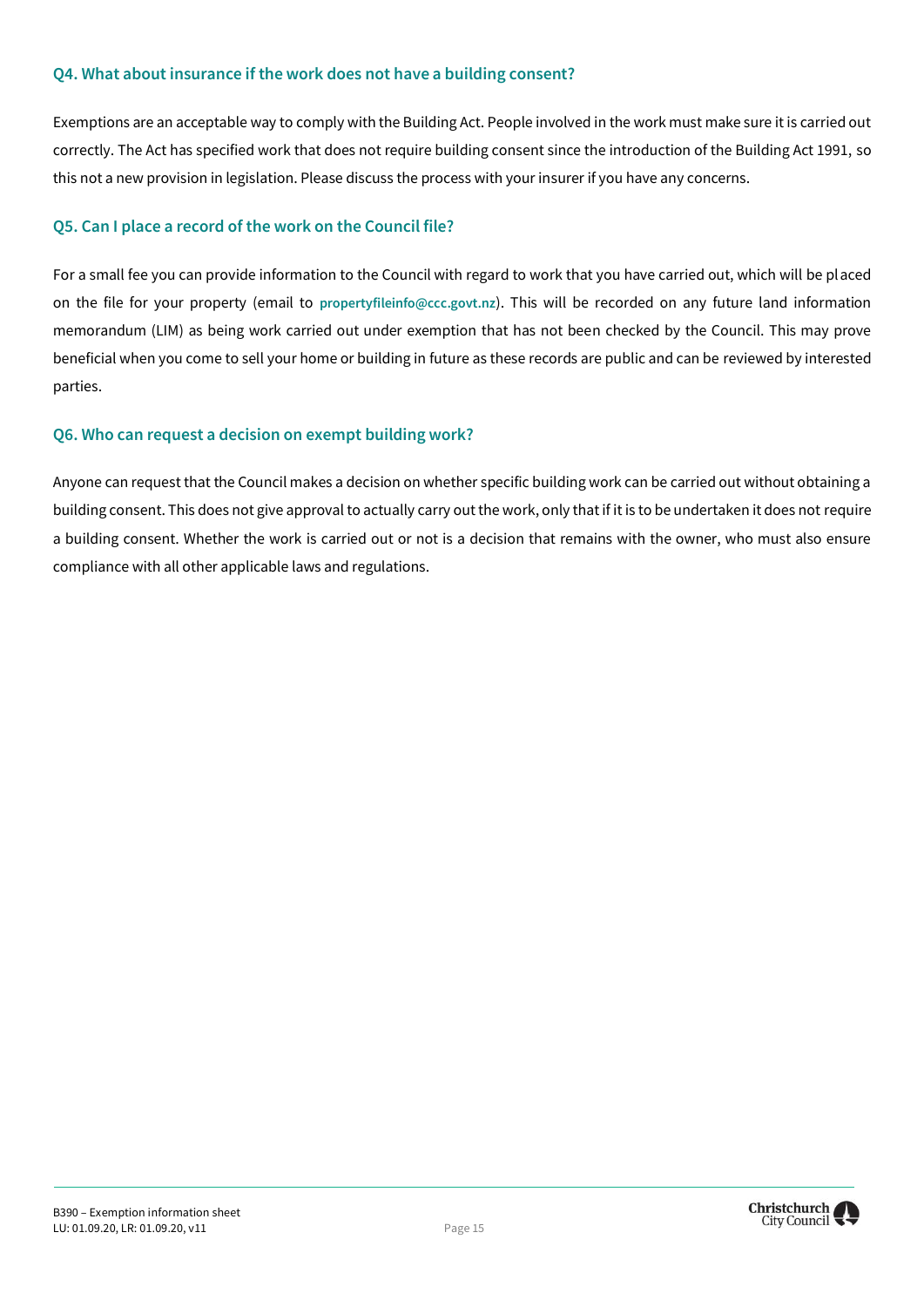### Q4. What about insurance if the work does not have a building consent?

Exemptions are an acceptable way to comply with the Building Act. People involved in the work must make sure it is carried out correctly. The Act has specified work that does not require building consent since the introduction of the Building Act 1991, so this not a new provision in legislation. Please discuss the process with your insurer if you have any concerns.

### Q5. Can I place a record of the work on the Council file?

For a small fee you can provide information to the Council with regard to work that you have carried out, which will be placed on the file for your property (email to **propertyfileinfo@ccc.govt.nz**). This will be recorded on any future land information memorandum (LIM) as being work carried out under exemption that has not been checked by the Council. This may prove beneficial when you come to sell your home or building in future as these records are public and can be reviewed by interested parties.

### Q6. Who can request a decision on exempt building work?

Anyone can request that the Council makes a decision on whether specific building work can be carried out without obtaining a building consent. This does not give approval to actually carry out the work, only that if it is to be undertaken it does not require a building consent. Whether the work is carried out or not is a decision that remains with the owner, who must also ensure compliance with all other applicable laws and regulations.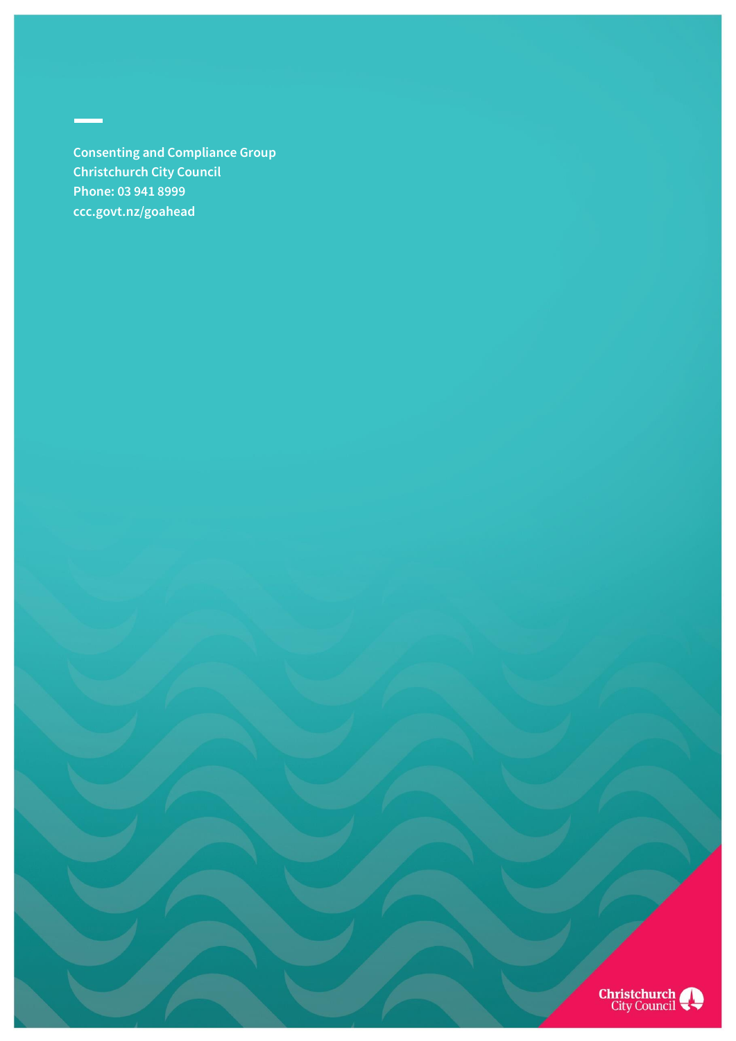Consenting and Compliance Group
Christchurch City Council
Phone: 03 941 8999
ccc.govt.nz/goahead

Christchurch City Council